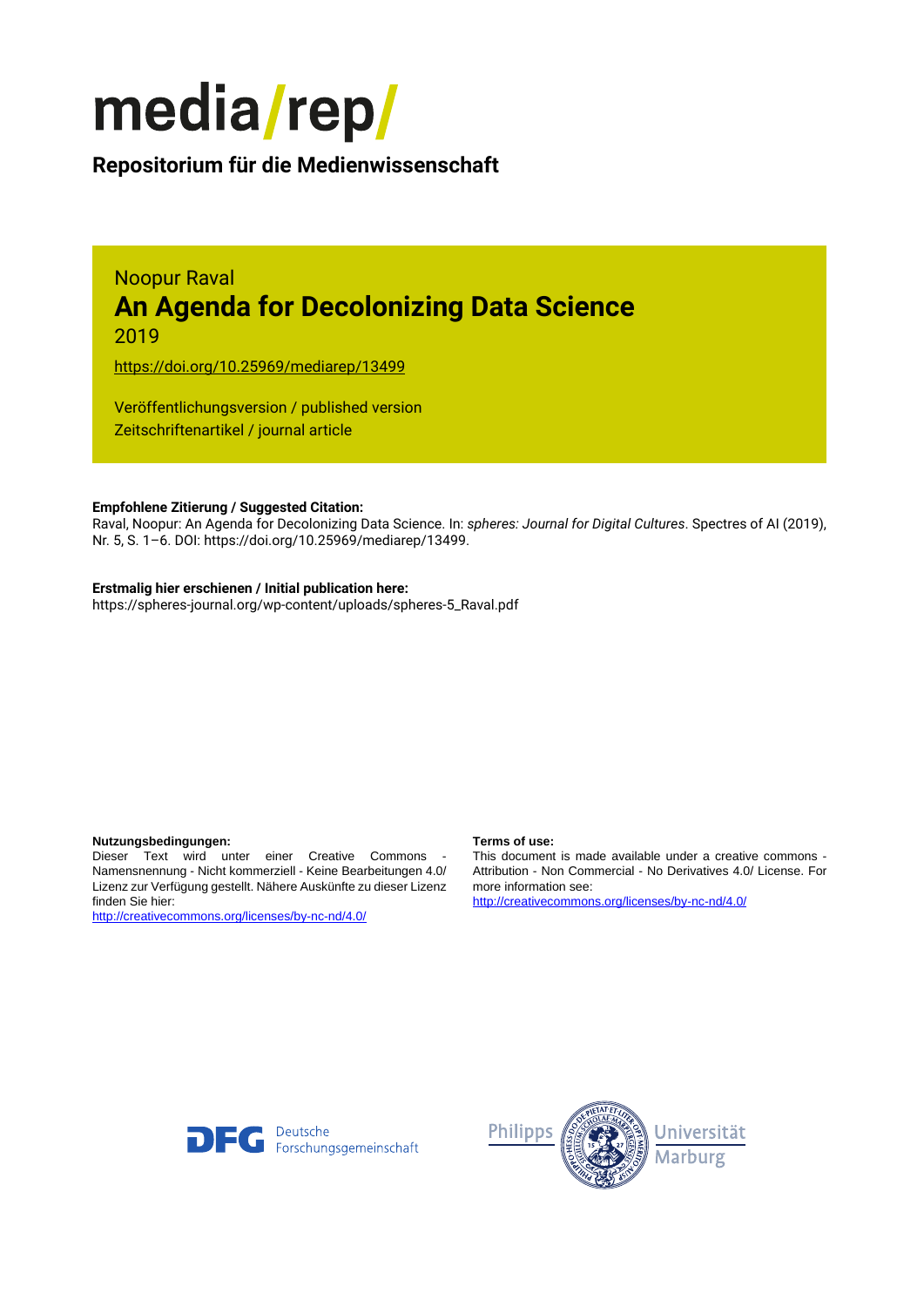# media/rep/

**Repositorium für die Medienwissenschaft**

Noopur Raval

## An Agenda for Decolonizing Data Science

2019

https://doi.org/10.25969/mediarep/13499

Veröffentlichungsversion / published version
Zeitschriftenartikel / journal article

**Empfohlene Zitierung / Suggested Citation:**
Raval, Noopur: An Agenda for Decolonizing Data Science. In: *spheres: Journal for Digital Cultures*. Spectres of AI (2019), Nr. 5, S. 1–6. DOI: https://doi.org/10.25969/mediarep/13499.

**Erstmalig hier erschienen / Initial publication here:**
https://spheres-journal.org/wp-content/uploads/spheres-5_Raval.pdf

**Nutzungsbedingungen:**
Dieser Text wird unter einer Creative Commons - Namensnennung - Nicht kommerziell - Keine Bearbeitungen 4.0/ Lizenz zur Verfügung gestellt. Nähere Auskünfte zu dieser Lizenz finden Sie hier:
http://creativecommons.org/licenses/by-nc-nd/4.0/

**Terms of use:**
This document is made available under a creative commons - Attribution - Non Commercial - No Derivatives 4.0/ License. For more information see:
http://creativecommons.org/licenses/by-nc-nd/4.0/

DFG Deutsche Forschungsgemeinschaft

Philipps Universität Marburg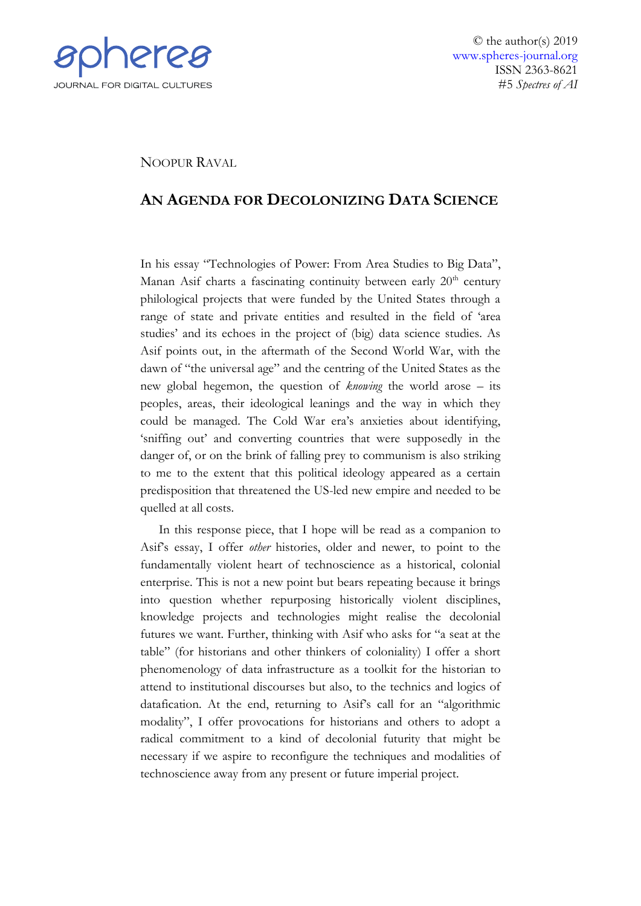NOOPUR RAVAL

# AN AGENDA FOR DECOLONIZING DATA SCIENCE

In his essay "Technologies of Power: From Area Studies to Big Data", Manan Asif charts a fascinating continuity between early 20th century philological projects that were funded by the United States through a range of state and private entities and resulted in the field of 'area studies' and its echoes in the project of (big) data science studies. As Asif points out, in the aftermath of the Second World War, with the dawn of "the universal age" and the centring of the United States as the new global hegemon, the question of *knowing* the world arose – its peoples, areas, their ideological leanings and the way in which they could be managed. The Cold War era's anxieties about identifying, 'sniffing out' and converting countries that were supposedly in the danger of, or on the brink of falling prey to communism is also striking to me to the extent that this political ideology appeared as a certain predisposition that threatened the US-led new empire and needed to be quelled at all costs.

In this response piece, that I hope will be read as a companion to Asif's essay, I offer *other* histories, older and newer, to point to the fundamentally violent heart of technoscience as a historical, colonial enterprise. This is not a new point but bears repeating because it brings into question whether repurposing historically violent disciplines, knowledge projects and technologies might realise the decolonial futures we want. Further, thinking with Asif who asks for "a seat at the table" (for historians and other thinkers of coloniality) I offer a short phenomenology of data infrastructure as a toolkit for the historian to attend to institutional discourses but also, to the technics and logics of datafication. At the end, returning to Asif's call for an "algorithmic modality", I offer provocations for historians and others to adopt a radical commitment to a kind of decolonial futurity that might be necessary if we aspire to reconfigure the techniques and modalities of technoscience away from any present or future imperial project.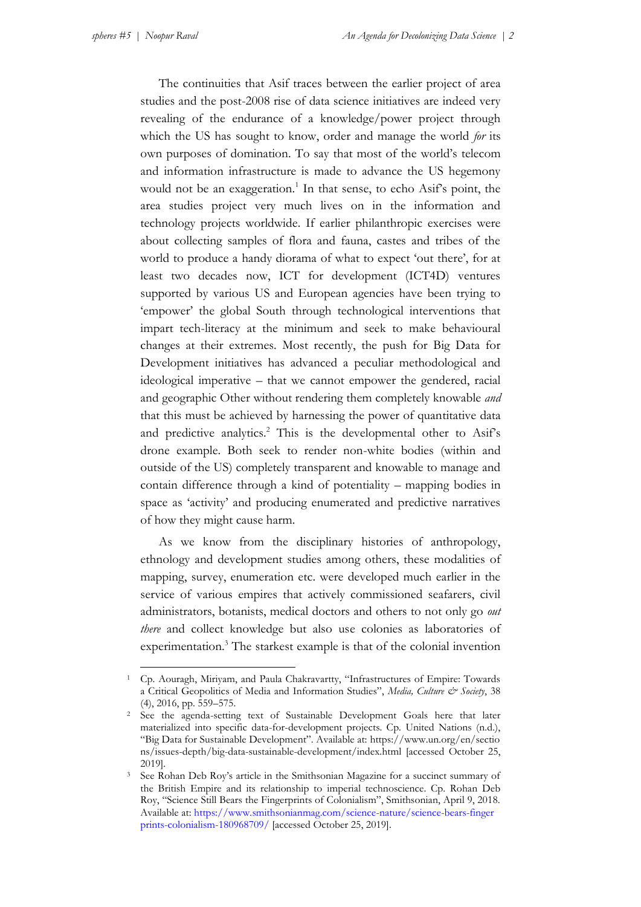The continuities that Asif traces between the earlier project of area studies and the post-2008 rise of data science initiatives are indeed very revealing of the endurance of a knowledge/power project through which the US has sought to know, order and manage the world *for* its own purposes of domination. To say that most of the world's telecom and information infrastructure is made to advance the US hegemony would not be an exaggeration.[1] In that sense, to echo Asif's point, the area studies project very much lives on in the information and technology projects worldwide. If earlier philanthropic exercises were about collecting samples of flora and fauna, castes and tribes of the world to produce a handy diorama of what to expect 'out there', for at least two decades now, ICT for development (ICT4D) ventures supported by various US and European agencies have been trying to 'empower' the global South through technological interventions that impart tech-literacy at the minimum and seek to make behavioural changes at their extremes. Most recently, the push for Big Data for Development initiatives has advanced a peculiar methodological and ideological imperative – that we cannot empower the gendered, racial and geographic Other without rendering them completely knowable *and* that this must be achieved by harnessing the power of quantitative data and predictive analytics.[2] This is the developmental other to Asif's drone example. Both seek to render non-white bodies (within and outside of the US) completely transparent and knowable to manage and contain difference through a kind of potentiality – mapping bodies in space as 'activity' and producing enumerated and predictive narratives of how they might cause harm.

As we know from the disciplinary histories of anthropology, ethnology and development studies among others, these modalities of mapping, survey, enumeration etc. were developed much earlier in the service of various empires that actively commissioned seafarers, civil administrators, botanists, medical doctors and others to not only go *out there* and collect knowledge but also use colonies as laboratories of experimentation.[3] The starkest example is that of the colonial invention

---

[1] Cp. Aouragh, Miriyam, and Paula Chakravartty, "Infrastructures of Empire: Towards a Critical Geopolitics of Media and Information Studies", *Media, Culture & Society*, 38 (4), 2016, pp. 559–575.

[2] See the agenda-setting text of Sustainable Development Goals here that later materialized into specific data-for-development projects. Cp. United Nations (n.d.), "Big Data for Sustainable Development". Available at: https://www.un.org/en/sections/issues-depth/big-data-sustainable-development/index.html [accessed October 25, 2019].

[3] See Rohan Deb Roy's article in the Smithsonian Magazine for a succinct summary of the British Empire and its relationship to imperial technoscience. Cp. Rohan Deb Roy, "Science Still Bears the Fingerprints of Colonialism", Smithsonian, April 9, 2018. Available at: https://www.smithsonianmag.com/science-nature/science-bears-fingerprints-colonialism-180968709/ [accessed October 25, 2019].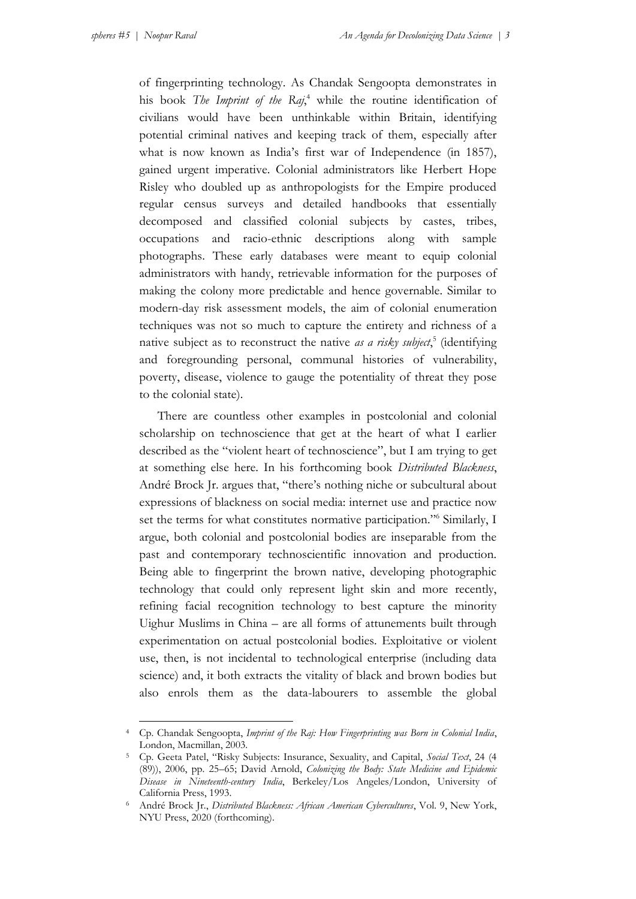of fingerprinting technology. As Chandak Sengoopta demonstrates in his book *The Imprint of the Raj*,[4] while the routine identification of civilians would have been unthinkable within Britain, identifying potential criminal natives and keeping track of them, especially after what is now known as India's first war of Independence (in 1857), gained urgent imperative. Colonial administrators like Herbert Hope Risley who doubled up as anthropologists for the Empire produced regular census surveys and detailed handbooks that essentially decomposed and classified colonial subjects by castes, tribes, occupations and racio-ethnic descriptions along with sample photographs. These early databases were meant to equip colonial administrators with handy, retrievable information for the purposes of making the colony more predictable and hence governable. Similar to modern-day risk assessment models, the aim of colonial enumeration techniques was not so much to capture the entirety and richness of a native subject as to reconstruct the native *as a risky subject*,[5] (identifying and foregrounding personal, communal histories of vulnerability, poverty, disease, violence to gauge the potentiality of threat they pose to the colonial state).

There are countless other examples in postcolonial and colonial scholarship on technoscience that get at the heart of what I earlier described as the "violent heart of technoscience", but I am trying to get at something else here. In his forthcoming book *Distributed Blackness*, André Brock Jr. argues that, "there's nothing niche or subcultural about expressions of blackness on social media: internet use and practice now set the terms for what constitutes normative participation."[6] Similarly, I argue, both colonial and postcolonial bodies are inseparable from the past and contemporary technoscientific innovation and production. Being able to fingerprint the brown native, developing photographic technology that could only represent light skin and more recently, refining facial recognition technology to best capture the minority Uighur Muslims in China – are all forms of attunements built through experimentation on actual postcolonial bodies. Exploitative or violent use, then, is not incidental to technological enterprise (including data science) and, it both extracts the vitality of black and brown bodies but also enrols them as the data-labourers to assemble the global

---

[4] Cp. Chandak Sengoopta, *Imprint of the Raj: How Fingerprinting was Born in Colonial India*, London, Macmillan, 2003.

[5] Cp. Geeta Patel, "Risky Subjects: Insurance, Sexuality, and Capital, *Social Text*, 24 (4 (89)), 2006, pp. 25–65; David Arnold, *Colonizing the Body: State Medicine and Epidemic Disease in Nineteenth-century India*, Berkeley/Los Angeles/London, University of California Press, 1993.

[6] André Brock Jr., *Distributed Blackness: African American Cybercultures*, Vol. 9, New York, NYU Press, 2020 (forthcoming).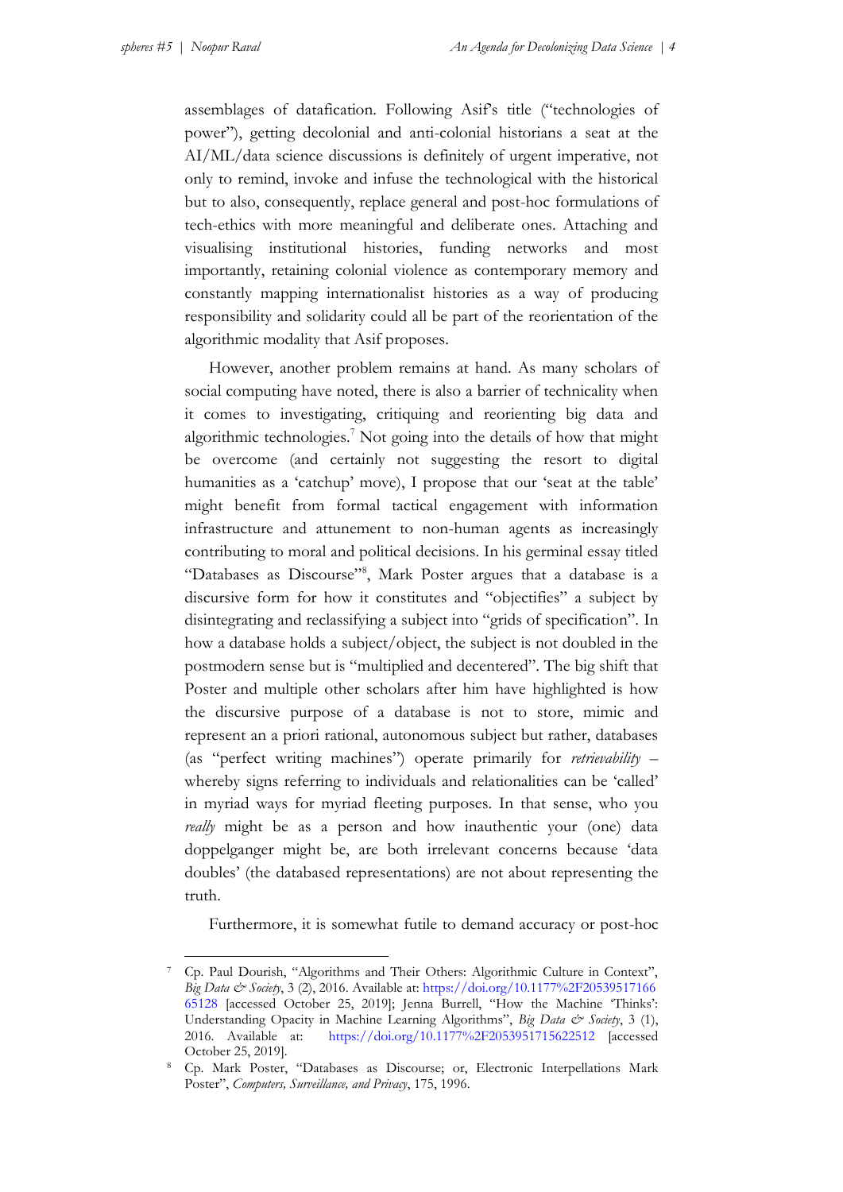assemblages of datafication. Following Asif's title ("technologies of power"), getting decolonial and anti-colonial historians a seat at the AI/ML/data science discussions is definitely of urgent imperative, not only to remind, invoke and infuse the technological with the historical but to also, consequently, replace general and post-hoc formulations of tech-ethics with more meaningful and deliberate ones. Attaching and visualising institutional histories, funding networks and most importantly, retaining colonial violence as contemporary memory and constantly mapping internationalist histories as a way of producing responsibility and solidarity could all be part of the reorientation of the algorithmic modality that Asif proposes.

However, another problem remains at hand. As many scholars of social computing have noted, there is also a barrier of technicality when it comes to investigating, critiquing and reorienting big data and algorithmic technologies.[7] Not going into the details of how that might be overcome (and certainly not suggesting the resort to digital humanities as a 'catchup' move), I propose that our 'seat at the table' might benefit from formal tactical engagement with information infrastructure and attunement to non-human agents as increasingly contributing to moral and political decisions. In his germinal essay titled "Databases as Discourse"[8], Mark Poster argues that a database is a discursive form for how it constitutes and "objectifies" a subject by disintegrating and reclassifying a subject into "grids of specification". In how a database holds a subject/object, the subject is not doubled in the postmodern sense but is "multiplied and decentered". The big shift that Poster and multiple other scholars after him have highlighted is how the discursive purpose of a database is not to store, mimic and represent an a priori rational, autonomous subject but rather, databases (as "perfect writing machines") operate primarily for *retrievability* – whereby signs referring to individuals and relationalities can be 'called' in myriad ways for myriad fleeting purposes. In that sense, who you *really* might be as a person and how inauthentic your (one) data doppelganger might be, are both irrelevant concerns because 'data doubles' (the databased representations) are not about representing the truth.

Furthermore, it is somewhat futile to demand accuracy or post-hoc

---

[7] Cp. Paul Dourish, "Algorithms and Their Others: Algorithmic Culture in Context", *Big Data & Society*, 3 (2), 2016. Available at: https://doi.org/10.1177%2F2053951716665128 [accessed October 25, 2019]; Jenna Burrell, "How the Machine 'Thinks': Understanding Opacity in Machine Learning Algorithms", *Big Data & Society*, 3 (1), 2016. Available at: https://doi.org/10.1177%2F2053951715622512 [accessed October 25, 2019].

[8] Cp. Mark Poster, "Databases as Discourse; or, Electronic Interpellations Mark Poster", *Computers, Surveillance, and Privacy*, 175, 1996.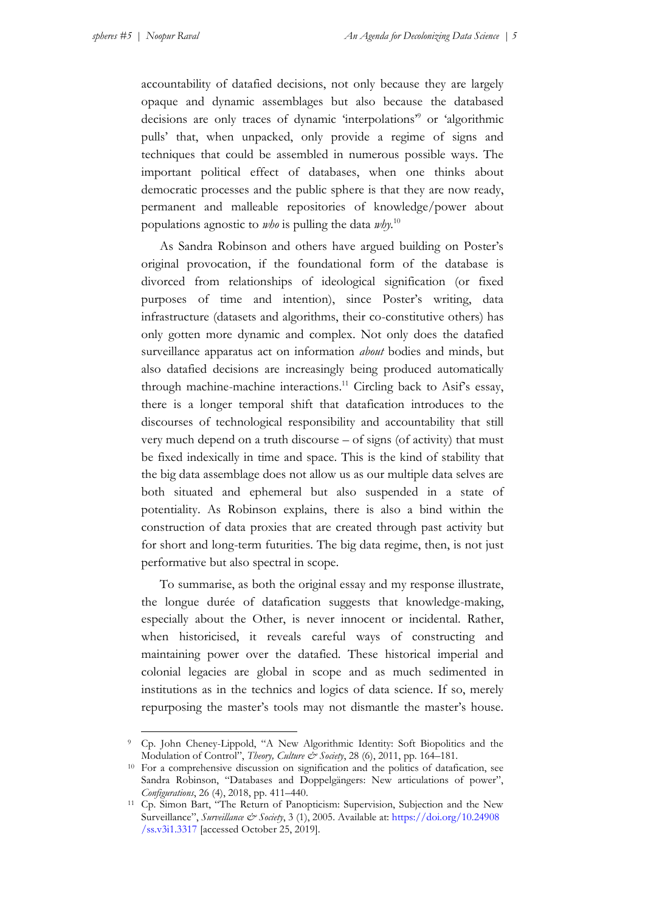accountability of datafied decisions, not only because they are largely opaque and dynamic assemblages but also because the databased decisions are only traces of dynamic 'interpolations'[9] or 'algorithmic pulls' that, when unpacked, only provide a regime of signs and techniques that could be assembled in numerous possible ways. The important political effect of databases, when one thinks about democratic processes and the public sphere is that they are now ready, permanent and malleable repositories of knowledge/power about populations agnostic to *who* is pulling the data *why*.[10]

As Sandra Robinson and others have argued building on Poster's original provocation, if the foundational form of the database is divorced from relationships of ideological signification (or fixed purposes of time and intention), since Poster's writing, data infrastructure (datasets and algorithms, their co-constitutive others) has only gotten more dynamic and complex. Not only does the datafied surveillance apparatus act on information *about* bodies and minds, but also datafied decisions are increasingly being produced automatically through machine-machine interactions.[11] Circling back to Asif's essay, there is a longer temporal shift that datafication introduces to the discourses of technological responsibility and accountability that still very much depend on a truth discourse – of signs (of activity) that must be fixed indexically in time and space. This is the kind of stability that the big data assemblage does not allow us as our multiple data selves are both situated and ephemeral but also suspended in a state of potentiality. As Robinson explains, there is also a bind within the construction of data proxies that are created through past activity but for short and long-term futurities. The big data regime, then, is not just performative but also spectral in scope.

To summarise, as both the original essay and my response illustrate, the longue durée of datafication suggests that knowledge-making, especially about the Other, is never innocent or incidental. Rather, when historicised, it reveals careful ways of constructing and maintaining power over the datafied. These historical imperial and colonial legacies are global in scope and as much sedimented in institutions as in the technics and logics of data science. If so, merely repurposing the master's tools may not dismantle the master's house.

---

[9] Cp. John Cheney-Lippold, "A New Algorithmic Identity: Soft Biopolitics and the Modulation of Control", *Theory, Culture & Society*, 28 (6), 2011, pp. 164–181.

[10] For a comprehensive discussion on signification and the politics of datafication, see Sandra Robinson, "Databases and Doppelgängers: New articulations of power", *Configurations*, 26 (4), 2018, pp. 411–440.

[11] Cp. Simon Bart, "The Return of Panopticism: Supervision, Subjection and the New Surveillance", *Surveillance & Society*, 3 (1), 2005. Available at: https://doi.org/10.24908/ss.v3i1.3317 [accessed October 25, 2019].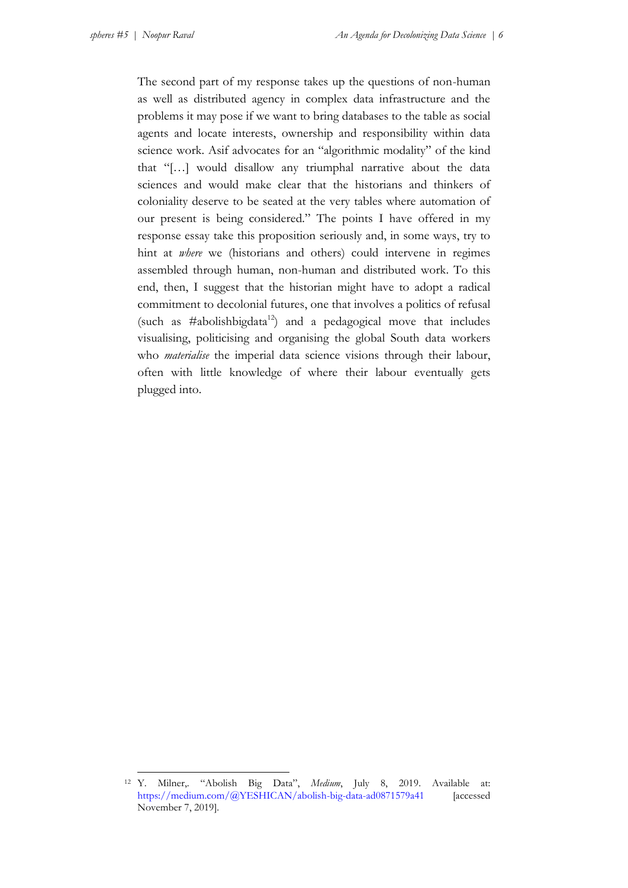The second part of my response takes up the questions of non-human as well as distributed agency in complex data infrastructure and the problems it may pose if we want to bring databases to the table as social agents and locate interests, ownership and responsibility within data science work. Asif advocates for an "algorithmic modality" of the kind that "[…] would disallow any triumphal narrative about the data sciences and would make clear that the historians and thinkers of coloniality deserve to be seated at the very tables where automation of our present is being considered." The points I have offered in my response essay take this proposition seriously and, in some ways, try to hint at *where* we (historians and others) could intervene in regimes assembled through human, non-human and distributed work. To this end, then, I suggest that the historian might have to adopt a radical commitment to decolonial futures, one that involves a politics of refusal (such as #abolishbigdata[12]) and a pedagogical move that includes visualising, politicising and organising the global South data workers who *materialise* the imperial data science visions through their labour, often with little knowledge of where their labour eventually gets plugged into.

---

[12] Y. Milner,. "Abolish Big Data", *Medium*, July 8, 2019. Available at: https://medium.com/@YESHICAN/abolish-big-data-ad0871579a41 [accessed November 7, 2019].